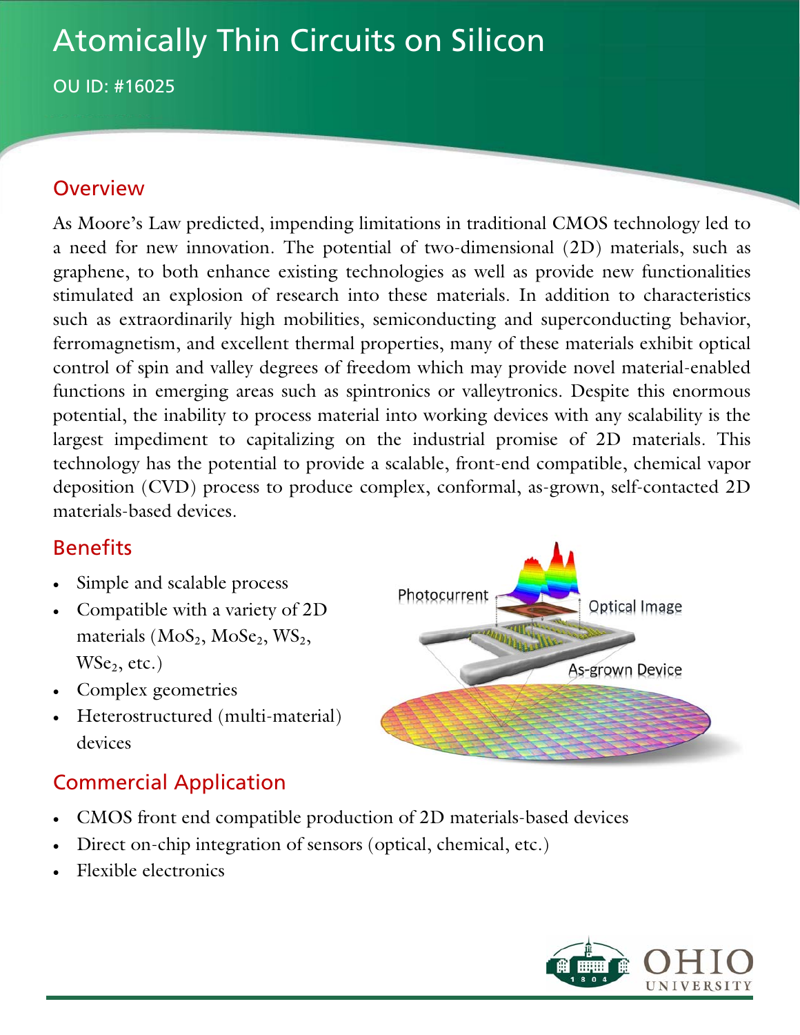# Atomically Thin Circuits on Silicon

OU ID: #16025

## Overview

As Moore's Law predicted, impending limitations in traditional CMOS technology led to a need for new innovation. The potential of two-dimensional (2D) materials, such as graphene, to both enhance existing technologies as well as provide new functionalities stimulated an explosion of research into these materials. In addition to characteristics such as extraordinarily high mobilities, semiconducting and superconducting behavior, ferromagnetism, and excellent thermal properties, many of these materials exhibit optical control of spin and valley degrees of freedom which may provide novel material-enabled functions in emerging areas such as spintronics or valleytronics. Despite this enormous potential, the inability to process material into working devices with any scalability is the largest impediment to capitalizing on the industrial promise of 2D materials. This technology has the potential to provide a scalable, front-end compatible, chemical vapor deposition (CVD) process to produce complex, conformal, as-grown, self-contacted 2D materials-based devices.

## Benefits

- Simple and scalable process
- Compatible with a variety of 2D materials ($MoS_2$, $MoSe_2$, $WS_2$, $WSe_2$, etc.)
- Complex geometries
- Heterostructured (multi-material) devices

## Commercial Application

- CMOS front end compatible production of 2D materials-based devices
- Direct on-chip integration of sensors (optical, chemical, etc.)
- Flexible electronics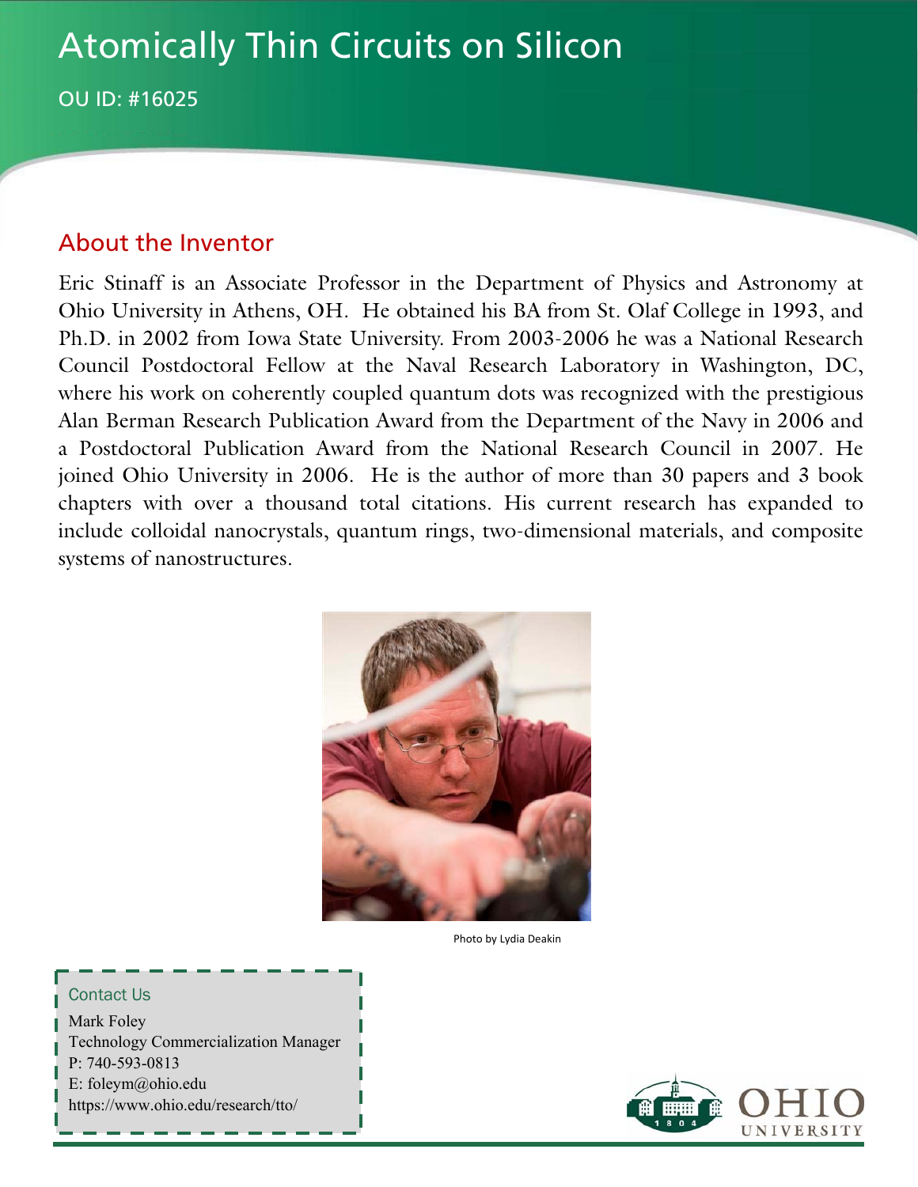# Atomically Thin Circuits on Silicon

OU ID: #16025

## About the Inventor

Eric Stinaff is an Associate Professor in the Department of Physics and Astronomy at Ohio University in Athens, OH. He obtained his BA from St. Olaf College in 1993, and Ph.D. in 2002 from Iowa State University. From 2003-2006 he was a National Research Council Postdoctoral Fellow at the Naval Research Laboratory in Washington, DC, where his work on coherently coupled quantum dots was recognized with the prestigious Alan Berman Research Publication Award from the Department of the Navy in 2006 and a Postdoctoral Publication Award from the National Research Council in 2007. He joined Ohio University in 2006. He is the author of more than 30 papers and 3 book chapters with over a thousand total citations. His current research has expanded to include colloidal nanocrystals, quantum rings, two-dimensional materials, and composite systems of nanostructures.

Photo by Lydia Deakin

### Contact Us

Mark Foley
Technology Commercialization Manager
P: 740-593-0813
E: foleym@ohio.edu
https://www.ohio.edu/research/tto/